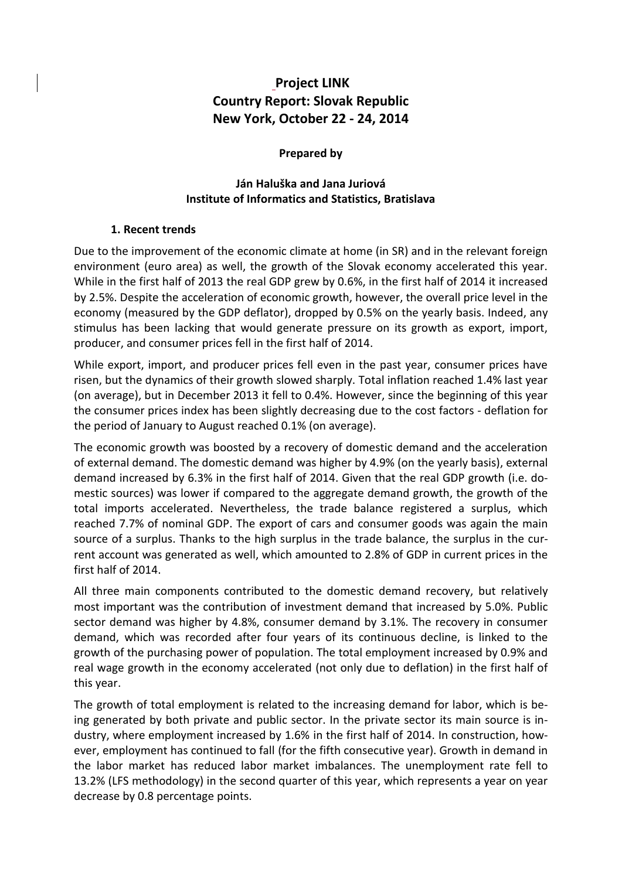# Project LINK
# Country Report: Slovak Republic
# New York, October 22 - 24, 2014

**Prepared by**

**Ján Haluška and Jana Juriová**
**Institute of Informatics and Statistics, Bratislava**

### 1. Recent trends

Due to the improvement of the economic climate at home (in SR) and in the relevant foreign environment (euro area) as well, the growth of the Slovak economy accelerated this year. While in the first half of 2013 the real GDP grew by 0.6%, in the first half of 2014 it increased by 2.5%. Despite the acceleration of economic growth, however, the overall price level in the economy (measured by the GDP deflator), dropped by 0.5% on the yearly basis. Indeed, any stimulus has been lacking that would generate pressure on its growth as export, import, producer, and consumer prices fell in the first half of 2014.

While export, import, and producer prices fell even in the past year, consumer prices have risen, but the dynamics of their growth slowed sharply. Total inflation reached 1.4% last year (on average), but in December 2013 it fell to 0.4%. However, since the beginning of this year the consumer prices index has been slightly decreasing due to the cost factors - deflation for the period of January to August reached 0.1% (on average).

The economic growth was boosted by a recovery of domestic demand and the acceleration of external demand. The domestic demand was higher by 4.9% (on the yearly basis), external demand increased by 6.3% in the first half of 2014. Given that the real GDP growth (i.e. domestic sources) was lower if compared to the aggregate demand growth, the growth of the total imports accelerated. Nevertheless, the trade balance registered a surplus, which reached 7.7% of nominal GDP. The export of cars and consumer goods was again the main source of a surplus. Thanks to the high surplus in the trade balance, the surplus in the current account was generated as well, which amounted to 2.8% of GDP in current prices in the first half of 2014.

All three main components contributed to the domestic demand recovery, but relatively most important was the contribution of investment demand that increased by 5.0%. Public sector demand was higher by 4.8%, consumer demand by 3.1%. The recovery in consumer demand, which was recorded after four years of its continuous decline, is linked to the growth of the purchasing power of population. The total employment increased by 0.9% and real wage growth in the economy accelerated (not only due to deflation) in the first half of this year.

The growth of total employment is related to the increasing demand for labor, which is being generated by both private and public sector. In the private sector its main source is industry, where employment increased by 1.6% in the first half of 2014. In construction, however, employment has continued to fall (for the fifth consecutive year). Growth in demand in the labor market has reduced labor market imbalances. The unemployment rate fell to 13.2% (LFS methodology) in the second quarter of this year, which represents a year on year decrease by 0.8 percentage points.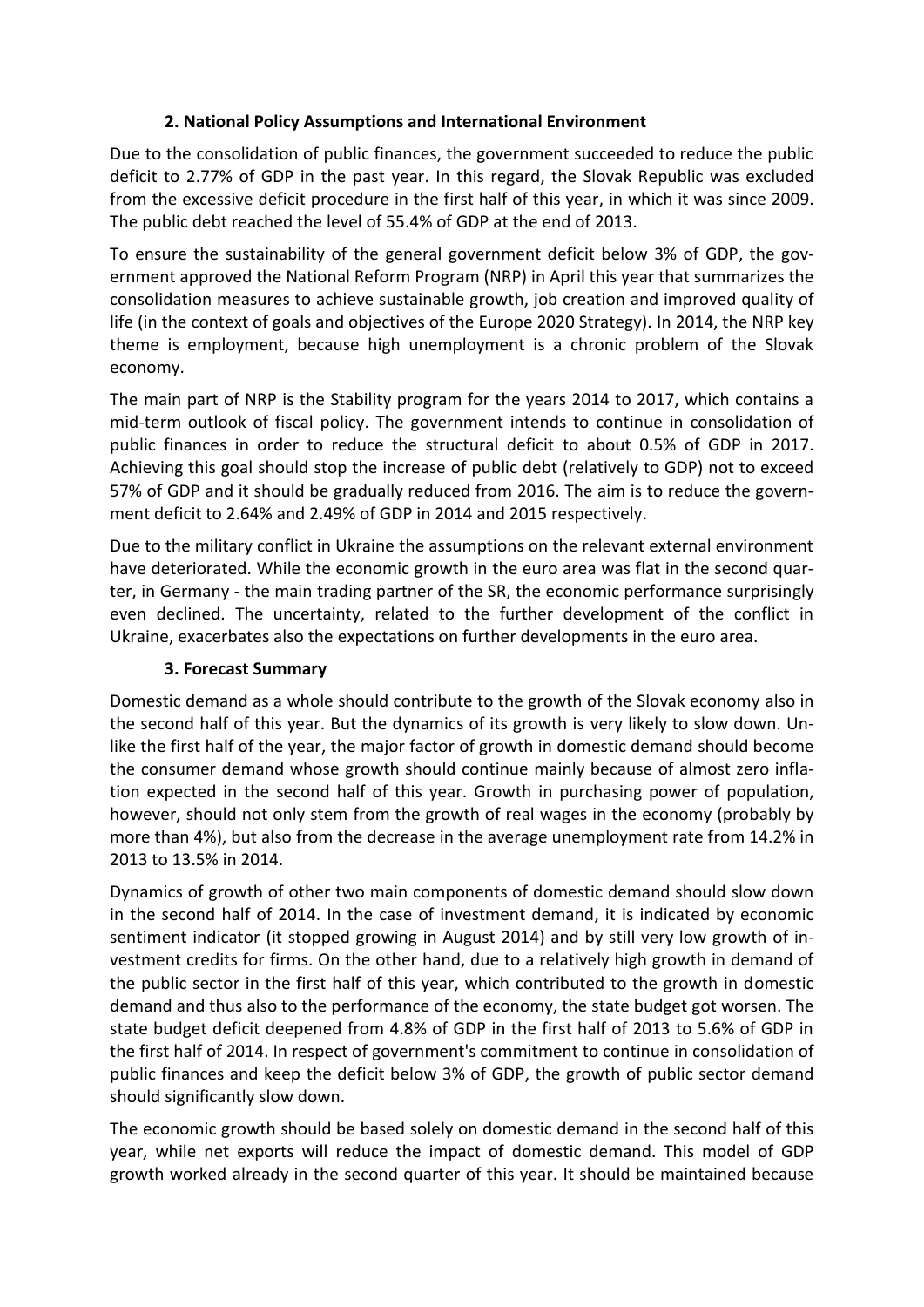## 2. National Policy Assumptions and International Environment

Due to the consolidation of public finances, the government succeeded to reduce the public deficit to 2.77% of GDP in the past year. In this regard, the Slovak Republic was excluded from the excessive deficit procedure in the first half of this year, in which it was since 2009. The public debt reached the level of 55.4% of GDP at the end of 2013.

To ensure the sustainability of the general government deficit below 3% of GDP, the government approved the National Reform Program (NRP) in April this year that summarizes the consolidation measures to achieve sustainable growth, job creation and improved quality of life (in the context of goals and objectives of the Europe 2020 Strategy). In 2014, the NRP key theme is employment, because high unemployment is a chronic problem of the Slovak economy.

The main part of NRP is the Stability program for the years 2014 to 2017, which contains a mid-term outlook of fiscal policy. The government intends to continue in consolidation of public finances in order to reduce the structural deficit to about 0.5% of GDP in 2017. Achieving this goal should stop the increase of public debt (relatively to GDP) not to exceed 57% of GDP and it should be gradually reduced from 2016. The aim is to reduce the government deficit to 2.64% and 2.49% of GDP in 2014 and 2015 respectively.

Due to the military conflict in Ukraine the assumptions on the relevant external environment have deteriorated. While the economic growth in the euro area was flat in the second quarter, in Germany - the main trading partner of the SR, the economic performance surprisingly even declined. The uncertainty, related to the further development of the conflict in Ukraine, exacerbates also the expectations on further developments in the euro area.

## 3. Forecast Summary

Domestic demand as a whole should contribute to the growth of the Slovak economy also in the second half of this year. But the dynamics of its growth is very likely to slow down. Unlike the first half of the year, the major factor of growth in domestic demand should become the consumer demand whose growth should continue mainly because of almost zero inflation expected in the second half of this year. Growth in purchasing power of population, however, should not only stem from the growth of real wages in the economy (probably by more than 4%), but also from the decrease in the average unemployment rate from 14.2% in 2013 to 13.5% in 2014.

Dynamics of growth of other two main components of domestic demand should slow down in the second half of 2014. In the case of investment demand, it is indicated by economic sentiment indicator (it stopped growing in August 2014) and by still very low growth of investment credits for firms. On the other hand, due to a relatively high growth in demand of the public sector in the first half of this year, which contributed to the growth in domestic demand and thus also to the performance of the economy, the state budget got worsen. The state budget deficit deepened from 4.8% of GDP in the first half of 2013 to 5.6% of GDP in the first half of 2014. In respect of government's commitment to continue in consolidation of public finances and keep the deficit below 3% of GDP, the growth of public sector demand should significantly slow down.

The economic growth should be based solely on domestic demand in the second half of this year, while net exports will reduce the impact of domestic demand. This model of GDP growth worked already in the second quarter of this year. It should be maintained because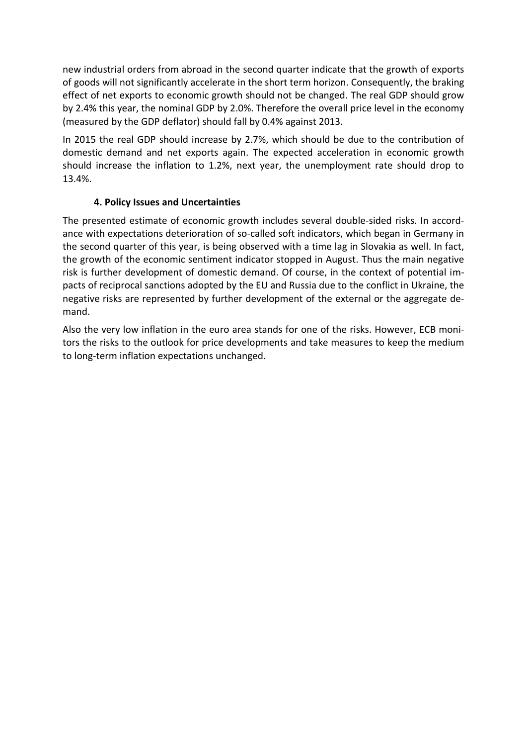new industrial orders from abroad in the second quarter indicate that the growth of exports of goods will not significantly accelerate in the short term horizon. Consequently, the braking effect of net exports to economic growth should not be changed. The real GDP should grow by 2.4% this year, the nominal GDP by 2.0%. Therefore the overall price level in the economy (measured by the GDP deflator) should fall by 0.4% against 2013.

In 2015 the real GDP should increase by 2.7%, which should be due to the contribution of domestic demand and net exports again. The expected acceleration in economic growth should increase the inflation to 1.2%, next year, the unemployment rate should drop to 13.4%.

## 4. Policy Issues and Uncertainties

The presented estimate of economic growth includes several double-sided risks. In accordance with expectations deterioration of so-called soft indicators, which began in Germany in the second quarter of this year, is being observed with a time lag in Slovakia as well. In fact, the growth of the economic sentiment indicator stopped in August. Thus the main negative risk is further development of domestic demand. Of course, in the context of potential impacts of reciprocal sanctions adopted by the EU and Russia due to the conflict in Ukraine, the negative risks are represented by further development of the external or the aggregate demand.

Also the very low inflation in the euro area stands for one of the risks. However, ECB monitors the risks to the outlook for price developments and take measures to keep the medium to long-term inflation expectations unchanged.